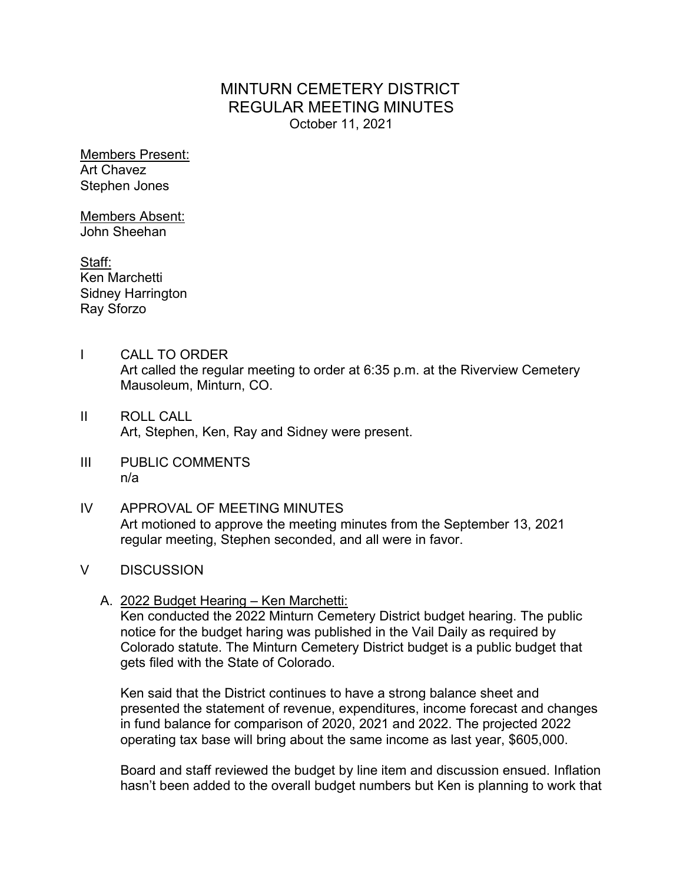# MINTURN CEMETERY DISTRICT
## REGULAR MEETING MINUTES
October 11, 2021

Members Present:
Art Chavez
Stephen Jones

Members Absent:
John Sheehan

Staff:
Ken Marchetti
Sidney Harrington
Ray Sforzo

I CALL TO ORDER
Art called the regular meeting to order at 6:35 p.m. at the Riverview Cemetery Mausoleum, Minturn, CO.

II ROLL CALL
Art, Stephen, Ken, Ray and Sidney were present.

III PUBLIC COMMENTS
n/a

IV APPROVAL OF MEETING MINUTES
Art motioned to approve the meeting minutes from the September 13, 2021 regular meeting, Stephen seconded, and all were in favor.

V DISCUSSION

A. 2022 Budget Hearing – Ken Marchetti:
Ken conducted the 2022 Minturn Cemetery District budget hearing. The public notice for the budget haring was published in the Vail Daily as required by Colorado statute. The Minturn Cemetery District budget is a public budget that gets filed with the State of Colorado.

Ken said that the District continues to have a strong balance sheet and presented the statement of revenue, expenditures, income forecast and changes in fund balance for comparison of 2020, 2021 and 2022. The projected 2022 operating tax base will bring about the same income as last year, \$605,000.

Board and staff reviewed the budget by line item and discussion ensued. Inflation hasn't been added to the overall budget numbers but Ken is planning to work that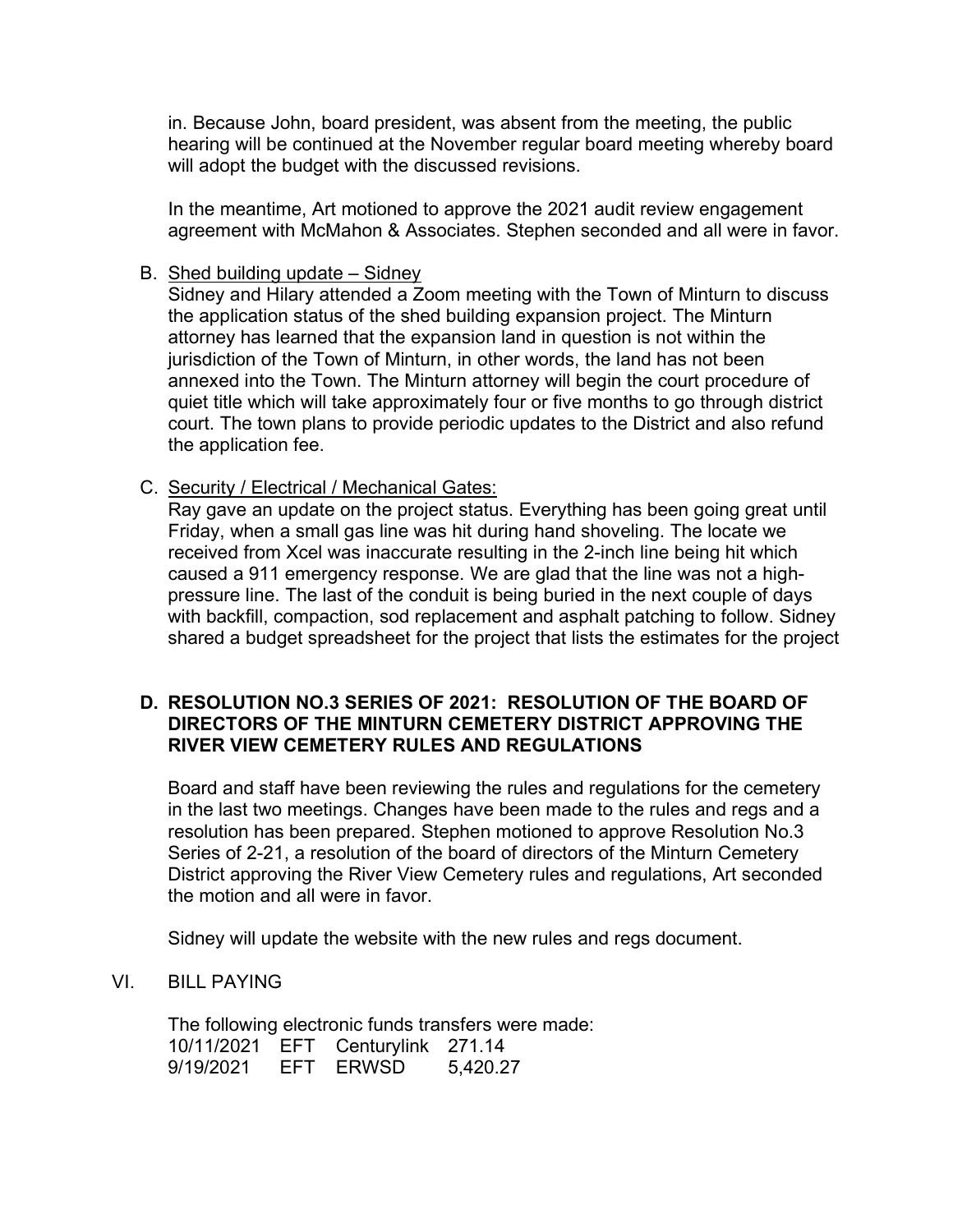in. Because John, board president, was absent from the meeting, the public hearing will be continued at the November regular board meeting whereby board will adopt the budget with the discussed revisions.

In the meantime, Art motioned to approve the 2021 audit review engagement agreement with McMahon & Associates. Stephen seconded and all were in favor.

B. <u>Shed building update – Sidney</u>

Sidney and Hilary attended a Zoom meeting with the Town of Minturn to discuss the application status of the shed building expansion project. The Minturn attorney has learned that the expansion land in question is not within the jurisdiction of the Town of Minturn, in other words, the land has not been annexed into the Town. The Minturn attorney will begin the court procedure of quiet title which will take approximately four or five months to go through district court. The town plans to provide periodic updates to the District and also refund the application fee.

C. <u>Security / Electrical / Mechanical Gates:</u>

Ray gave an update on the project status. Everything has been going great until Friday, when a small gas line was hit during hand shoveling. The locate we received from Xcel was inaccurate resulting in the 2-inch line being hit which caused a 911 emergency response. We are glad that the line was not a high-pressure line. The last of the conduit is being buried in the next couple of days with backfill, compaction, sod replacement and asphalt patching to follow. Sidney shared a budget spreadsheet for the project that lists the estimates for the project

**D. RESOLUTION NO.3 SERIES OF 2021: RESOLUTION OF THE BOARD OF DIRECTORS OF THE MINTURN CEMETERY DISTRICT APPROVING THE RIVER VIEW CEMETERY RULES AND REGULATIONS**

Board and staff have been reviewing the rules and regulations for the cemetery in the last two meetings. Changes have been made to the rules and regs and a resolution has been prepared. Stephen motioned to approve Resolution No.3 Series of 2-21, a resolution of the board of directors of the Minturn Cemetery District approving the River View Cemetery rules and regulations, Art seconded the motion and all were in favor.

Sidney will update the website with the new rules and regs document.

VI. BILL PAYING

The following electronic funds transfers were made:

| | | | |
|---|---|---|---|
| 10/11/2021 | EFT | Centurylink | 271.14 |
| 9/19/2021 | EFT | ERWSD | 5,420.27 |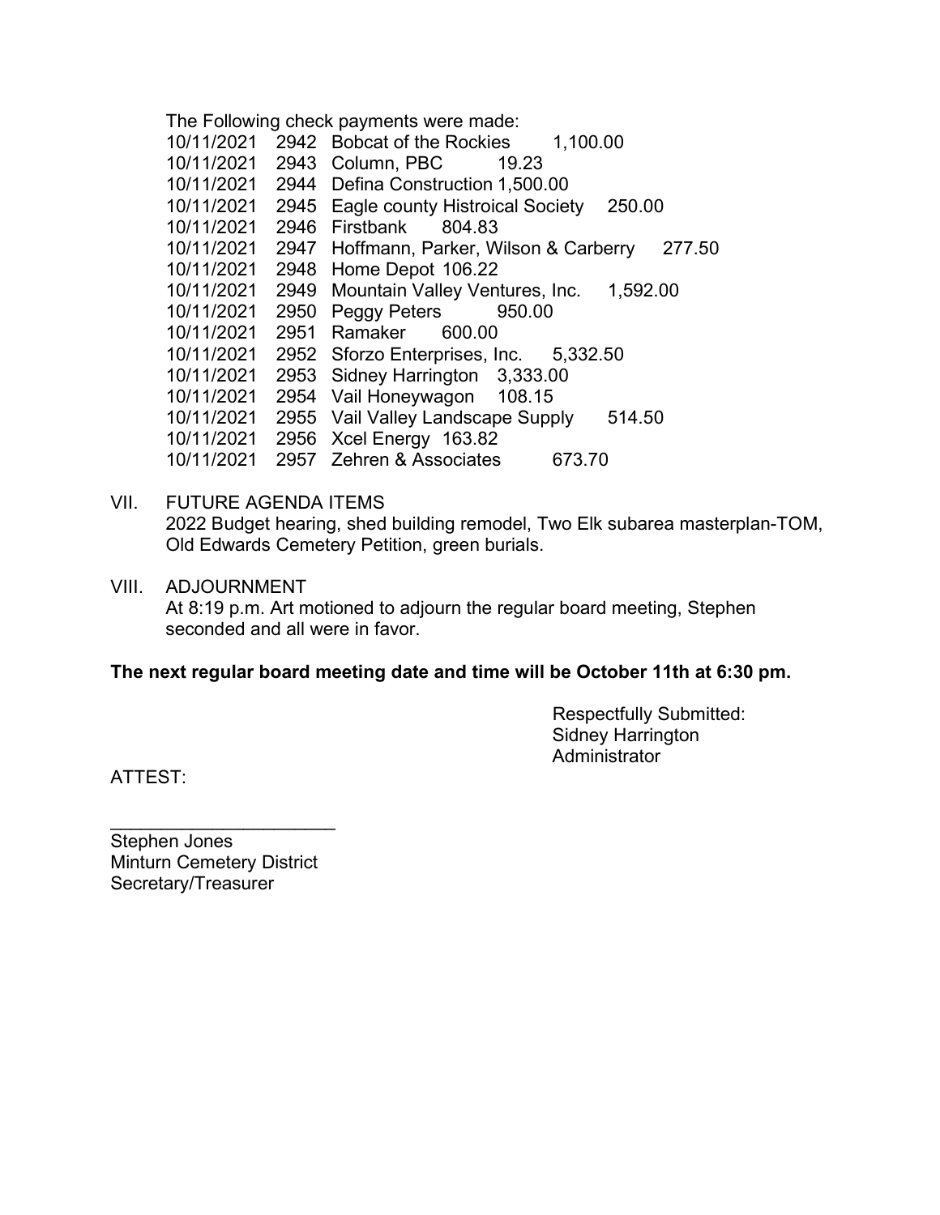The Following check payments were made:

| | | | |
|---|---|---|---|
| 10/11/2021 | 2942 | Bobcat of the Rockies | 1,100.00 |
| 10/11/2021 | 2943 | Column, PBC | 19.23 |
| 10/11/2021 | 2944 | Defina Construction | 1,500.00 |
| 10/11/2021 | 2945 | Eagle county Histroical Society | 250.00 |
| 10/11/2021 | 2946 | Firstbank | 804.83 |
| 10/11/2021 | 2947 | Hoffmann, Parker, Wilson & Carberry | 277.50 |
| 10/11/2021 | 2948 | Home Depot | 106.22 |
| 10/11/2021 | 2949 | Mountain Valley Ventures, Inc. | 1,592.00 |
| 10/11/2021 | 2950 | Peggy Peters | 950.00 |
| 10/11/2021 | 2951 | Ramaker | 600.00 |
| 10/11/2021 | 2952 | Sforzo Enterprises, Inc. | 5,332.50 |
| 10/11/2021 | 2953 | Sidney Harrington | 3,333.00 |
| 10/11/2021 | 2954 | Vail Honeywagon | 108.15 |
| 10/11/2021 | 2955 | Vail Valley Landscape Supply | 514.50 |
| 10/11/2021 | 2956 | Xcel Energy | 163.82 |
| 10/11/2021 | 2957 | Zehren & Associates | 673.70 |

VII. FUTURE AGENDA ITEMS

2022 Budget hearing, shed building remodel, Two Elk subarea masterplan-TOM, Old Edwards Cemetery Petition, green burials.

VIII. ADJOURNMENT

At 8:19 p.m. Art motioned to adjourn the regular board meeting, Stephen seconded and all were in favor.

**The next regular board meeting date and time will be October 11th at 6:30 pm.**

Respectfully Submitted:
Sidney Harrington
Administrator

ATTEST:

______________________
Stephen Jones
Minturn Cemetery District
Secretary/Treasurer